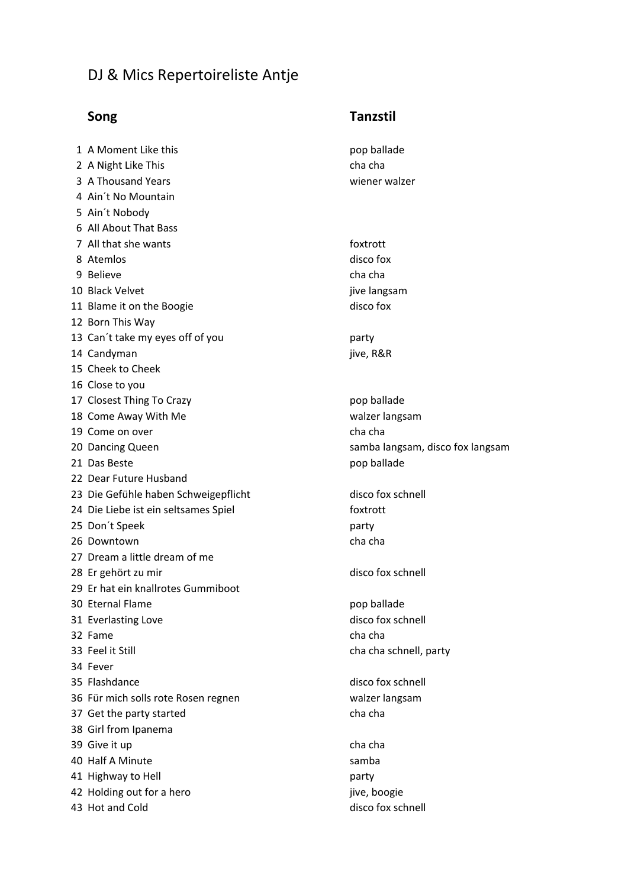# DJ & Mics Repertoireliste Antje

| | Song | Tanzstil |
|---|---|---|
| 1 | A Moment Like this | pop ballade |
| 2 | A Night Like This | cha cha |
| 3 | A Thousand Years | wiener walzer |
| 4 | Ain´t No Mountain | |
| 5 | Ain´t Nobody | |
| 6 | All About That Bass | |
| 7 | All that she wants | foxtrott |
| 8 | Atemlos | disco fox |
| 9 | Believe | cha cha |
| 10 | Black Velvet | jive langsam |
| 11 | Blame it on the Boogie | disco fox |
| 12 | Born This Way | |
| 13 | Can´t take my eyes off of you | party |
| 14 | Candyman | jive, R&R |
| 15 | Cheek to Cheek | |
| 16 | Close to you | |
| 17 | Closest Thing To Crazy | pop ballade |
| 18 | Come Away With Me | walzer langsam |
| 19 | Come on over | cha cha |
| 20 | Dancing Queen | samba langsam, disco fox langsam |
| 21 | Das Beste | pop ballade |
| 22 | Dear Future Husband | |
| 23 | Die Gefühle haben Schweigepflicht | disco fox schnell |
| 24 | Die Liebe ist ein seltsames Spiel | foxtrott |
| 25 | Don´t Speek | party |
| 26 | Downtown | cha cha |
| 27 | Dream a little dream of me | |
| 28 | Er gehört zu mir | disco fox schnell |
| 29 | Er hat ein knallrotes Gummiboot | |
| 30 | Eternal Flame | pop ballade |
| 31 | Everlasting Love | disco fox schnell |
| 32 | Fame | cha cha |
| 33 | Feel it Still | cha cha schnell, party |
| 34 | Fever | |
| 35 | Flashdance | disco fox schnell |
| 36 | Für mich solls rote Rosen regnen | walzer langsam |
| 37 | Get the party started | cha cha |
| 38 | Girl from Ipanema | |
| 39 | Give it up | cha cha |
| 40 | Half A Minute | samba |
| 41 | Highway to Hell | party |
| 42 | Holding out for a hero | jive, boogie |
| 43 | Hot and Cold | disco fox schnell |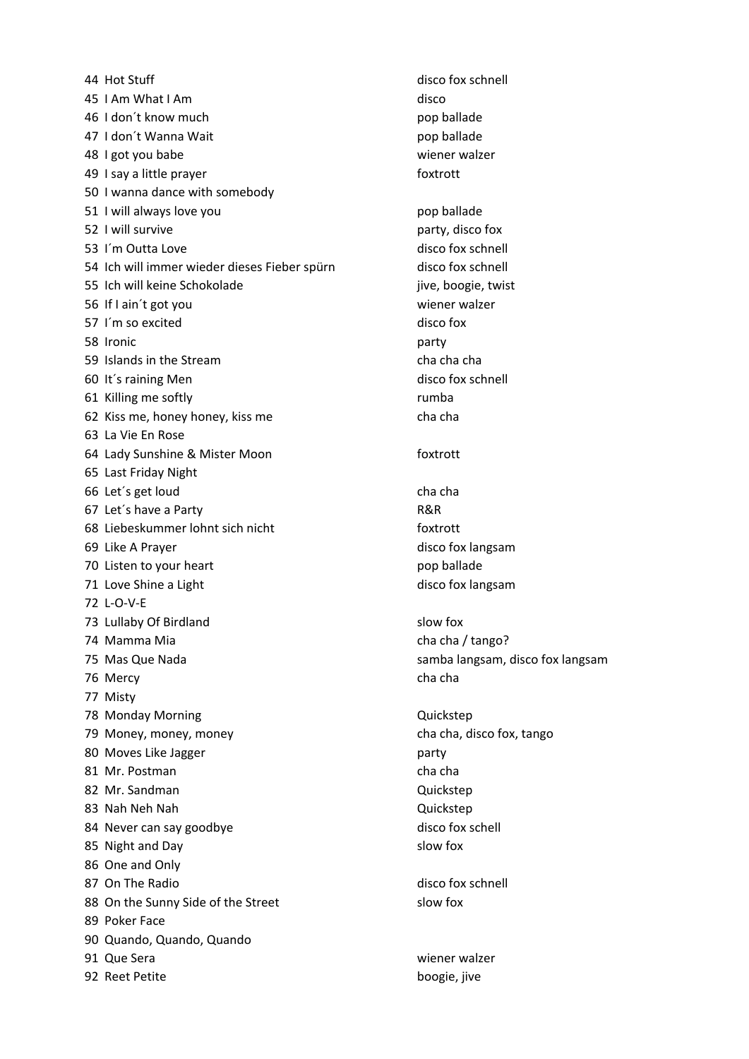| | | |
|---|---|---|
| 44 | Hot Stuff | disco fox schnell |
| 45 | I Am What I Am | disco |
| 46 | I don´t know much | pop ballade |
| 47 | I don´t Wanna Wait | pop ballade |
| 48 | I got you babe | wiener walzer |
| 49 | I say a little prayer | foxtrott |
| 50 | I wanna dance with somebody | |
| 51 | I will always love you | pop ballade |
| 52 | I will survive | party, disco fox |
| 53 | I´m Outta Love | disco fox schnell |
| 54 | Ich will immer wieder dieses Fieber spürn | disco fox schnell |
| 55 | Ich will keine Schokolade | jive, boogie, twist |
| 56 | If I ain´t got you | wiener walzer |
| 57 | I´m so excited | disco fox |
| 58 | Ironic | party |
| 59 | Islands in the Stream | cha cha cha |
| 60 | It´s raining Men | disco fox schnell |
| 61 | Killing me softly | rumba |
| 62 | Kiss me, honey honey, kiss me | cha cha |
| 63 | La Vie En Rose | |
| 64 | Lady Sunshine & Mister Moon | foxtrott |
| 65 | Last Friday Night | |
| 66 | Let´s get loud | cha cha |
| 67 | Let´s have a Party | R&R |
| 68 | Liebeskummer lohnt sich nicht | foxtrott |
| 69 | Like A Prayer | disco fox langsam |
| 70 | Listen to your heart | pop ballade |
| 71 | Love Shine a Light | disco fox langsam |
| 72 | L-O-V-E | |
| 73 | Lullaby Of Birdland | slow fox |
| 74 | Mamma Mia | cha cha / tango? |
| 75 | Mas Que Nada | samba langsam, disco fox langsam |
| 76 | Mercy | cha cha |
| 77 | Misty | |
| 78 | Monday Morning | Quickstep |
| 79 | Money, money, money | cha cha, disco fox, tango |
| 80 | Moves Like Jagger | party |
| 81 | Mr. Postman | cha cha |
| 82 | Mr. Sandman | Quickstep |
| 83 | Nah Neh Nah | Quickstep |
| 84 | Never can say goodbye | disco fox schell |
| 85 | Night and Day | slow fox |
| 86 | One and Only | |
| 87 | On The Radio | disco fox schnell |
| 88 | On the Sunny Side of the Street | slow fox |
| 89 | Poker Face | |
| 90 | Quando, Quando, Quando | |
| 91 | Que Sera | wiener walzer |
| 92 | Reet Petite | boogie, jive |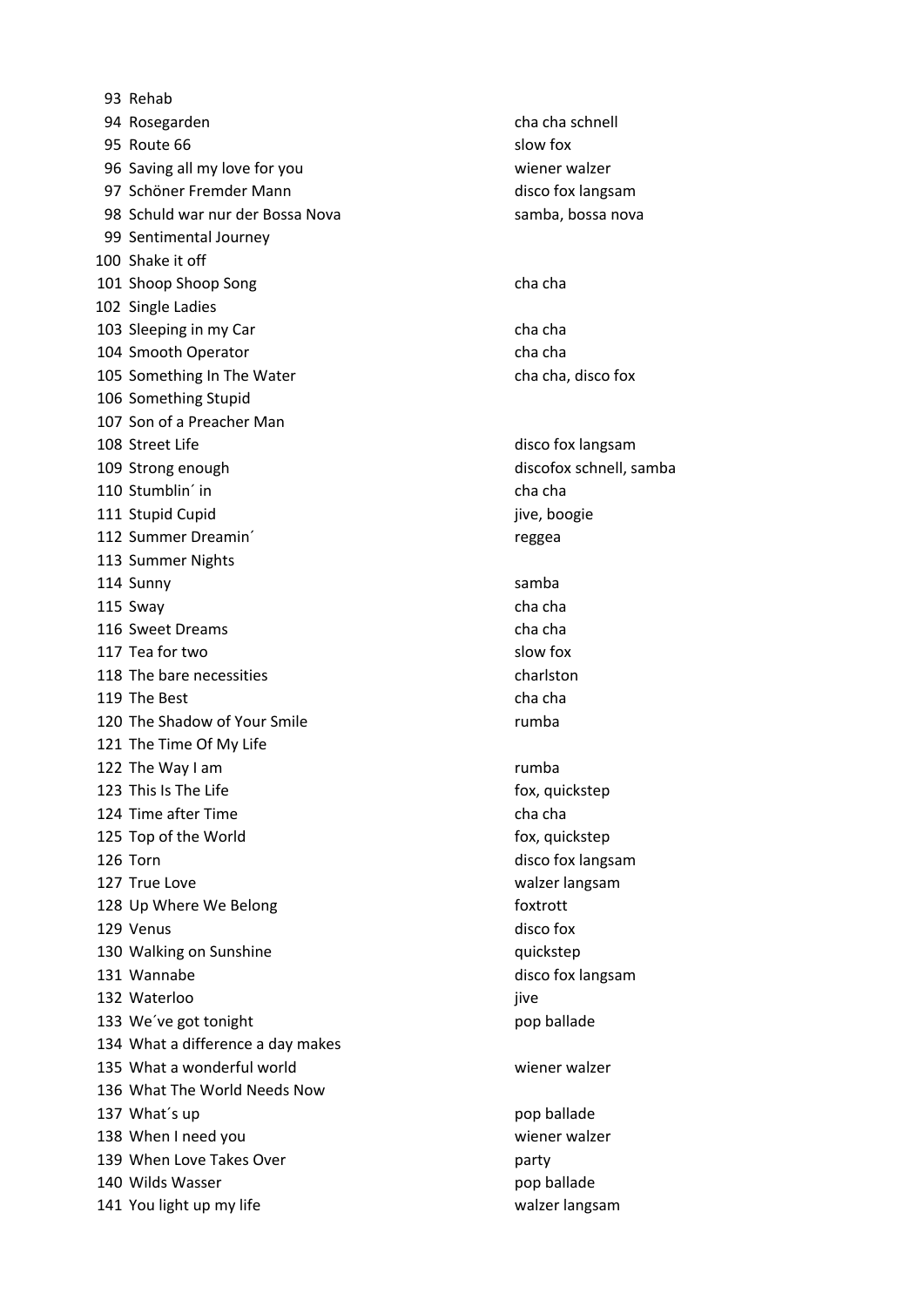| | | |
|---|---|---|
| 93 | Rehab | |
| 94 | Rosegarden | cha cha schnell |
| 95 | Route 66 | slow fox |
| 96 | Saving all my love for you | wiener walzer |
| 97 | Schöner Fremder Mann | disco fox langsam |
| 98 | Schuld war nur der Bossa Nova | samba, bossa nova |
| 99 | Sentimental Journey | |
| 100 | Shake it off | |
| 101 | Shoop Shoop Song | cha cha |
| 102 | Single Ladies | |
| 103 | Sleeping in my Car | cha cha |
| 104 | Smooth Operator | cha cha |
| 105 | Something In The Water | cha cha, disco fox |
| 106 | Something Stupid | |
| 107 | Son of a Preacher Man | |
| 108 | Street Life | disco fox langsam |
| 109 | Strong enough | discofox schnell, samba |
| 110 | Stumblin´ in | cha cha |
| 111 | Stupid Cupid | jive, boogie |
| 112 | Summer Dreamin´ | reggea |
| 113 | Summer Nights | |
| 114 | Sunny | samba |
| 115 | Sway | cha cha |
| 116 | Sweet Dreams | cha cha |
| 117 | Tea for two | slow fox |
| 118 | The bare necessities | charlston |
| 119 | The Best | cha cha |
| 120 | The Shadow of Your Smile | rumba |
| 121 | The Time Of My Life | |
| 122 | The Way I am | rumba |
| 123 | This Is The Life | fox, quickstep |
| 124 | Time after Time | cha cha |
| 125 | Top of the World | fox, quickstep |
| 126 | Torn | disco fox langsam |
| 127 | True Love | walzer langsam |
| 128 | Up Where We Belong | foxtrott |
| 129 | Venus | disco fox |
| 130 | Walking on Sunshine | quickstep |
| 131 | Wannabe | disco fox langsam |
| 132 | Waterloo | jive |
| 133 | We´ve got tonight | pop ballade |
| 134 | What a difference a day makes | |
| 135 | What a wonderful world | wiener walzer |
| 136 | What The World Needs Now | |
| 137 | What´s up | pop ballade |
| 138 | When I need you | wiener walzer |
| 139 | When Love Takes Over | party |
| 140 | Wilds Wasser | pop ballade |
| 141 | You light up my life | walzer langsam |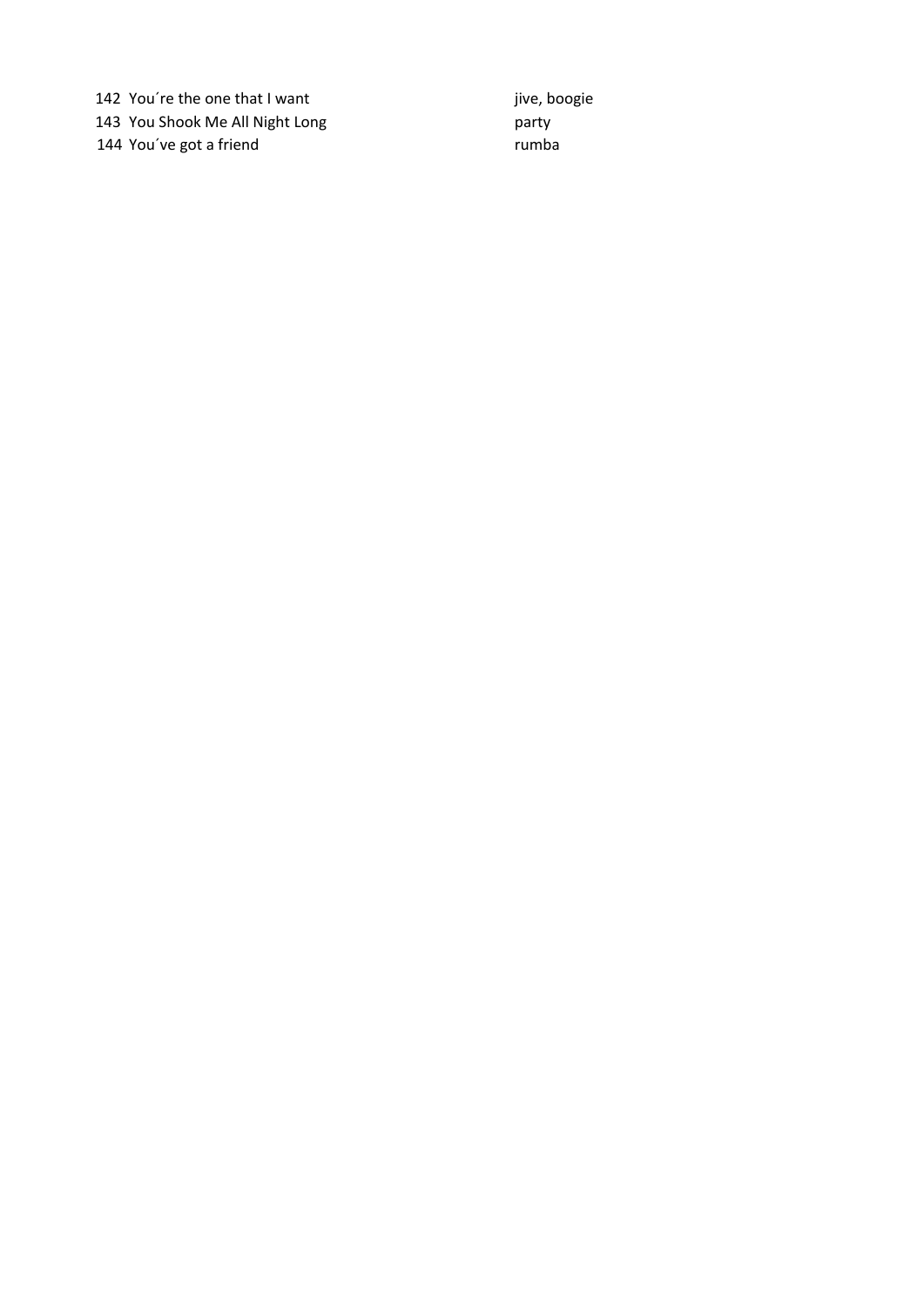| | | |
|---|---|---|
| 142 | You´re the one that I want | jive, boogie |
| 143 | You Shook Me All Night Long | party |
| 144 | You´ve got a friend | rumba |